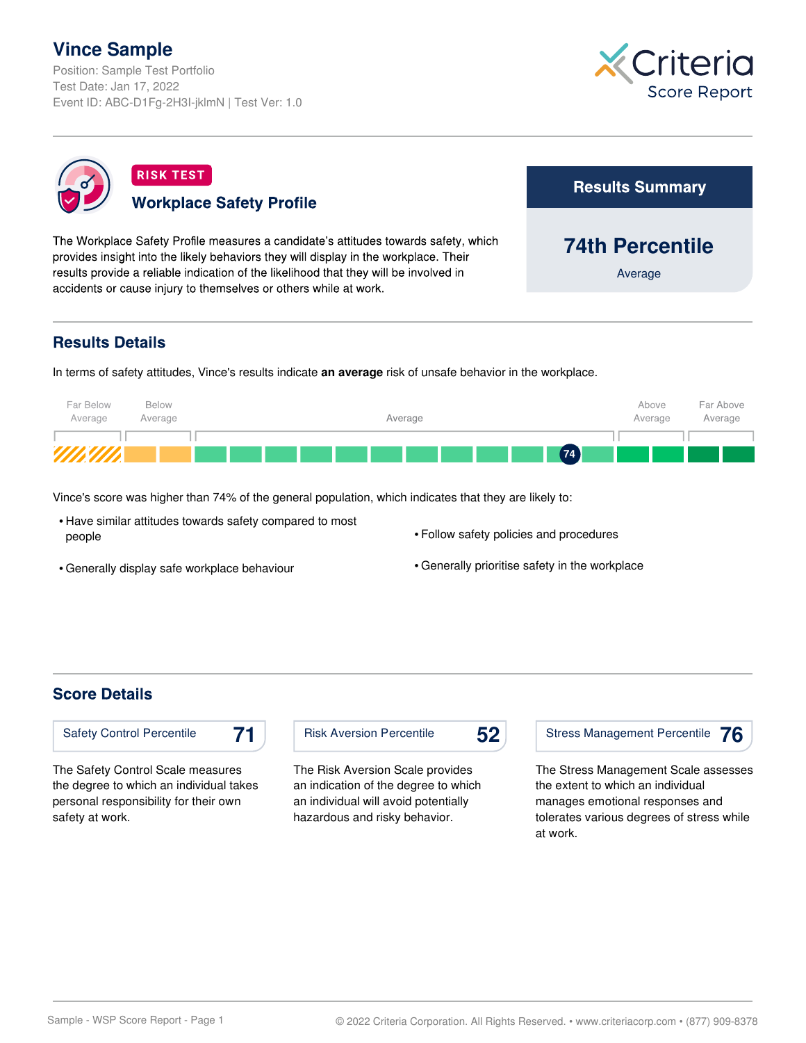# Vince Sample

Position: Sample Test Portfolio
Test Date: Jan 17, 2022
Event ID: ABC-D1Fg-2H3I-jklmN | Test Ver: 1.0

Criteria Score Report

RISK TEST

## Workplace Safety Profile

The Workplace Safety Profile measures a candidate's attitudes towards safety, which provides insight into the likely behaviors they will display in the workplace. Their results provide a reliable indication of the likelihood that they will be involved in accidents or cause injury to themselves or others while at work.

**Results Summary**

**74th Percentile**

Average

## Results Details

In terms of safety attitudes, Vince's results indicate **an average** risk of unsafe behavior in the workplace.

| Far Below Average | Below Average | Average | Above Average | Far Above Average |
|---|---|---|---|---|
| | | 74 | | |

Vince's score was higher than 74% of the general population, which indicates that they are likely to:

- Have similar attitudes towards safety compared to most people
- Follow safety policies and procedures
- Generally display safe workplace behaviour
- Generally prioritise safety in the workplace

## Score Details

**Safety Control Percentile 71**

The Safety Control Scale measures the degree to which an individual takes personal responsibility for their own safety at work.

**Risk Aversion Percentile 52**

The Risk Aversion Scale provides an indication of the degree to which an individual will avoid potentially hazardous and risky behavior.

**Stress Management Percentile 76**

The Stress Management Scale assesses the extent to which an individual manages emotional responses and tolerates various degrees of stress while at work.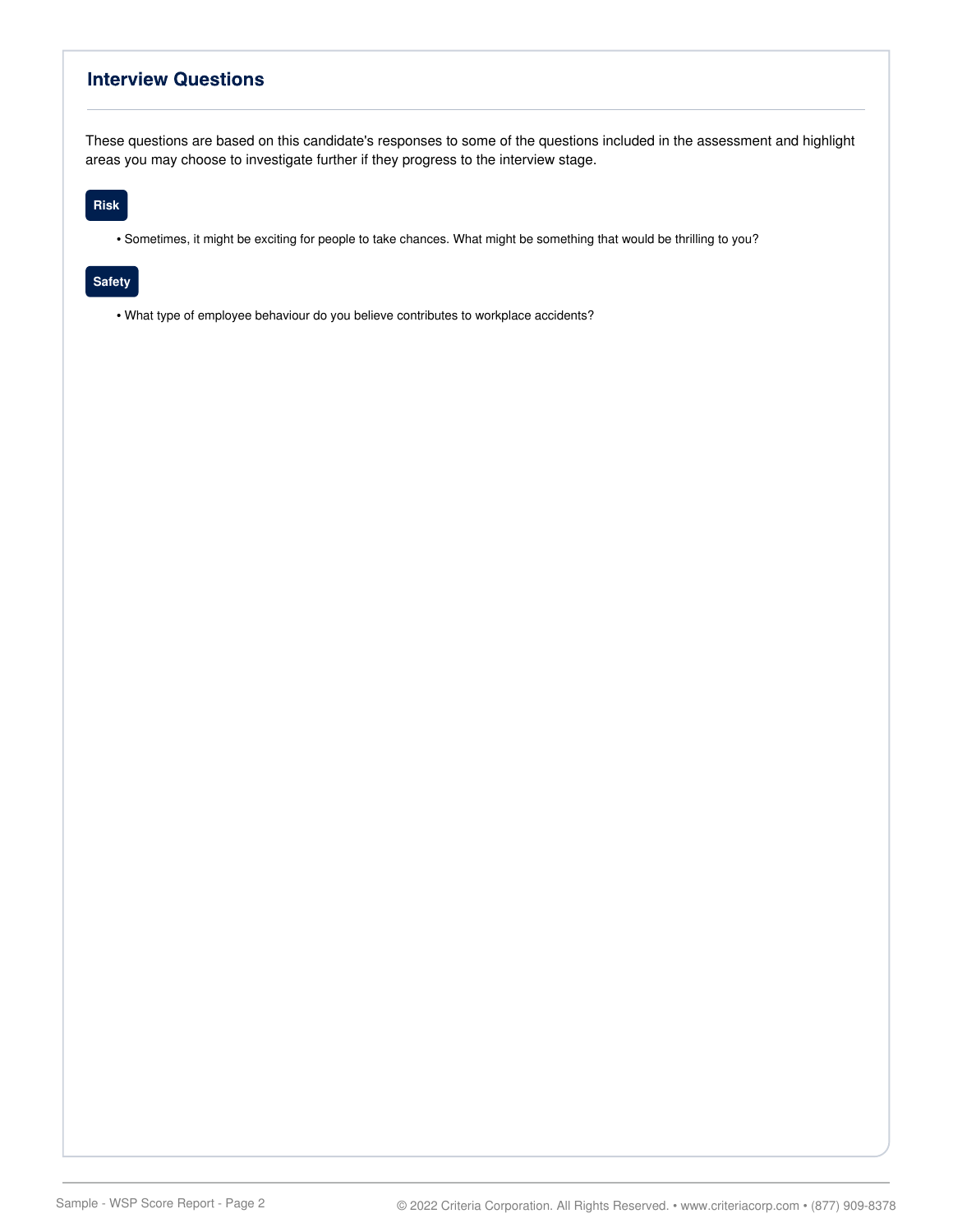## Interview Questions

These questions are based on this candidate's responses to some of the questions included in the assessment and highlight areas you may choose to investigate further if they progress to the interview stage.

**Risk**

- Sometimes, it might be exciting for people to take chances. What might be something that would be thrilling to you?

**Safety**

- What type of employee behaviour do you believe contributes to workplace accidents?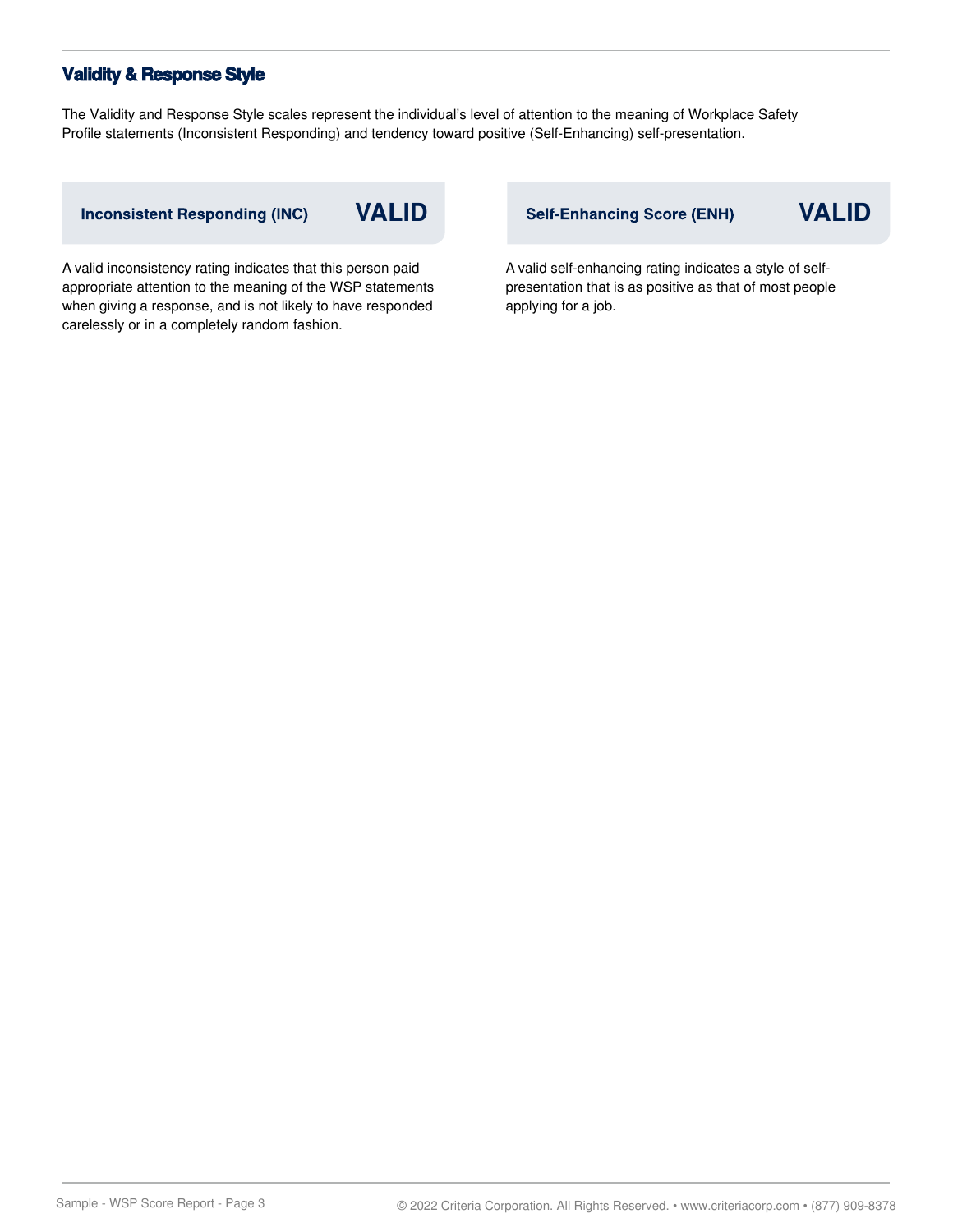## Validity & Response Style

The Validity and Response Style scales represent the individual's level of attention to the meaning of Workplace Safety Profile statements (Inconsistent Responding) and tendency toward positive (Self-Enhancing) self-presentation.

**Inconsistent Responding (INC)** **VALID**

A valid inconsistency rating indicates that this person paid appropriate attention to the meaning of the WSP statements when giving a response, and is not likely to have responded carelessly or in a completely random fashion.

**Self-Enhancing Score (ENH)** **VALID**

A valid self-enhancing rating indicates a style of self-presentation that is as positive as that of most people applying for a job.